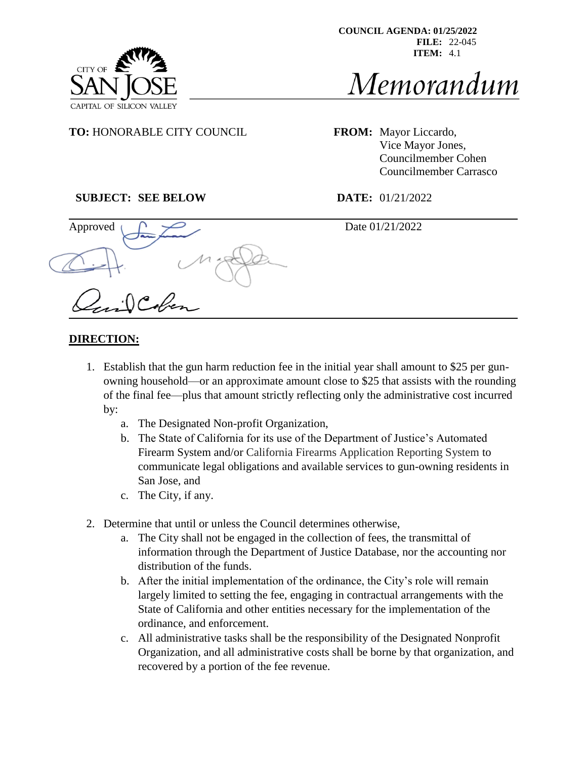COUNCIL AGENDA: 01/25/2022
FILE: 22-045
ITEM: 4.1

CITY OF SAN JOSE
CAPITAL OF SILICON VALLEY

# Memorandum

**TO:** HONORABLE CITY COUNCIL

**FROM:** Mayor Liccardo, Vice Mayor Jones, Councilmember Cohen, Councilmember Carrasco

**SUBJECT: SEE BELOW**

**DATE:** 01/21/2022

Approved

Date 01/21/2022

## DIRECTION:

1. Establish that the gun harm reduction fee in the initial year shall amount to $25 per gun-owning household—or an approximate amount close to $25 that assists with the rounding of the final fee—plus that amount strictly reflecting only the administrative cost incurred by:
   a. The Designated Non-profit Organization,
   b. The State of California for its use of the Department of Justice's Automated Firearm System and/or California Firearms Application Reporting System to communicate legal obligations and available services to gun-owning residents in San Jose, and
   c. The City, if any.

2. Determine that until or unless the Council determines otherwise,
   a. The City shall not be engaged in the collection of fees, the transmittal of information through the Department of Justice Database, nor the accounting nor distribution of the funds.
   b. After the initial implementation of the ordinance, the City's role will remain largely limited to setting the fee, engaging in contractual arrangements with the State of California and other entities necessary for the implementation of the ordinance, and enforcement.
   c. All administrative tasks shall be the responsibility of the Designated Nonprofit Organization, and all administrative costs shall be borne by that organization, and recovered by a portion of the fee revenue.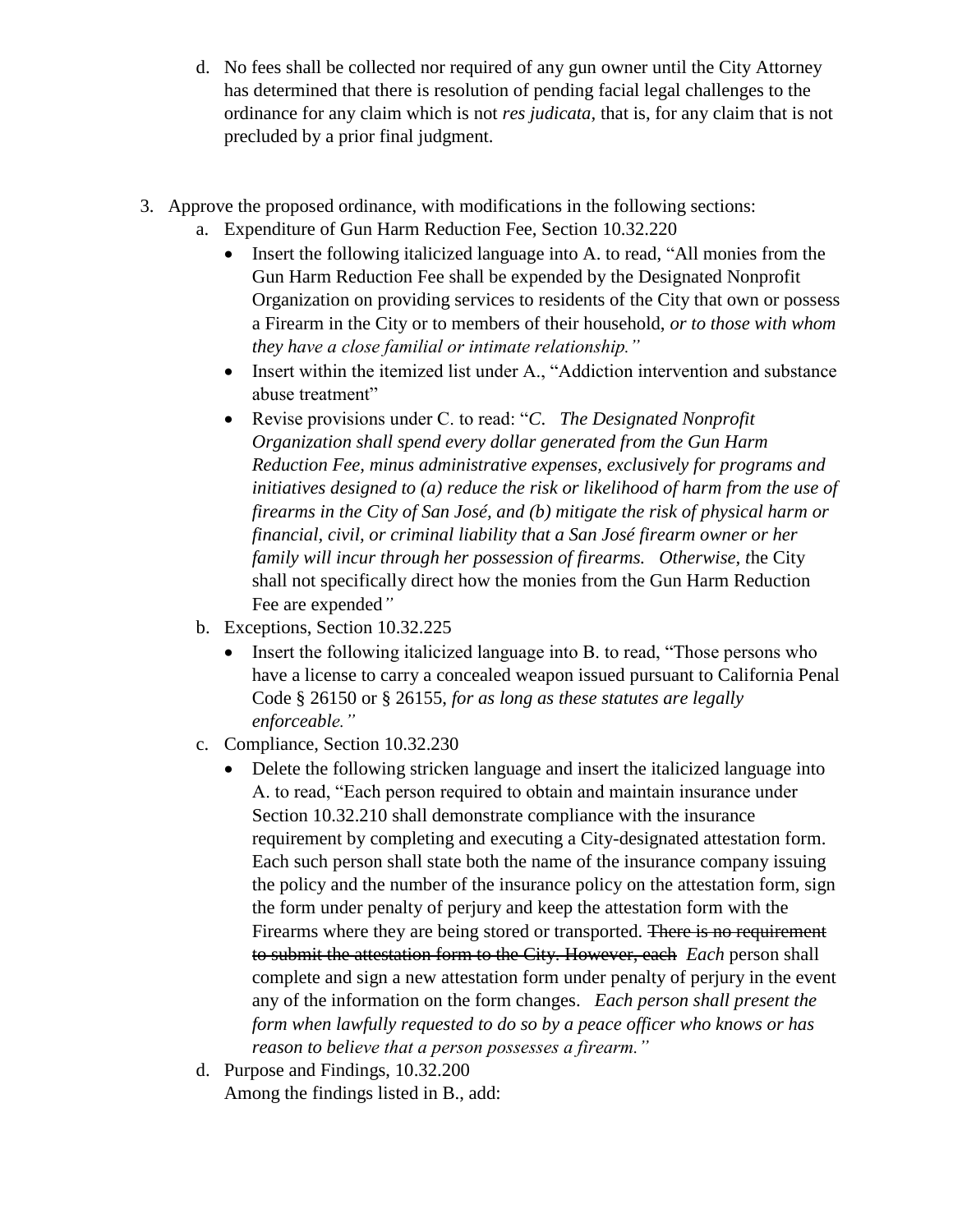d. No fees shall be collected nor required of any gun owner until the City Attorney has determined that there is resolution of pending facial legal challenges to the ordinance for any claim which is not *res judicata*, that is, for any claim that is not precluded by a prior final judgment.

3. Approve the proposed ordinance, with modifications in the following sections:
   a. Expenditure of Gun Harm Reduction Fee, Section 10.32.220
      - Insert the following italicized language into A. to read, "All monies from the Gun Harm Reduction Fee shall be expended by the Designated Nonprofit Organization on providing services to residents of the City that own or possess a Firearm in the City or to members of their household, *or to those with whom they have a close familial or intimate relationship."*
      - Insert within the itemized list under A., "Addiction intervention and substance abuse treatment"
      - Revise provisions under C. to read: "*C. The Designated Nonprofit Organization shall spend every dollar generated from the Gun Harm Reduction Fee, minus administrative expenses, exclusively for programs and initiatives designed to (a) reduce the risk or likelihood of harm from the use of firearms in the City of San José, and (b) mitigate the risk of physical harm or financial, civil, or criminal liability that a San José firearm owner or her family will incur through her possession of firearms. Otherwise, t*he City shall not specifically direct how the monies from the Gun Harm Reduction Fee are expended*"*
   b. Exceptions, Section 10.32.225
      - Insert the following italicized language into B. to read, "Those persons who have a license to carry a concealed weapon issued pursuant to California Penal Code § 26150 or § 26155, *for as long as these statutes are legally enforceable."*
   c. Compliance, Section 10.32.230
      - Delete the following stricken language and insert the italicized language into A. to read, "Each person required to obtain and maintain insurance under Section 10.32.210 shall demonstrate compliance with the insurance requirement by completing and executing a City-designated attestation form. Each such person shall state both the name of the insurance company issuing the policy and the number of the insurance policy on the attestation form, sign the form under penalty of perjury and keep the attestation form with the Firearms where they are being stored or transported. ~~There is no requirement to submit the attestation form to the City. However, each~~ *Each* person shall complete and sign a new attestation form under penalty of perjury in the event any of the information on the form changes. *Each person shall present the form when lawfully requested to do so by a peace officer who knows or has reason to believe that a person possesses a firearm."*
   d. Purpose and Findings, 10.32.200
      Among the findings listed in B., add: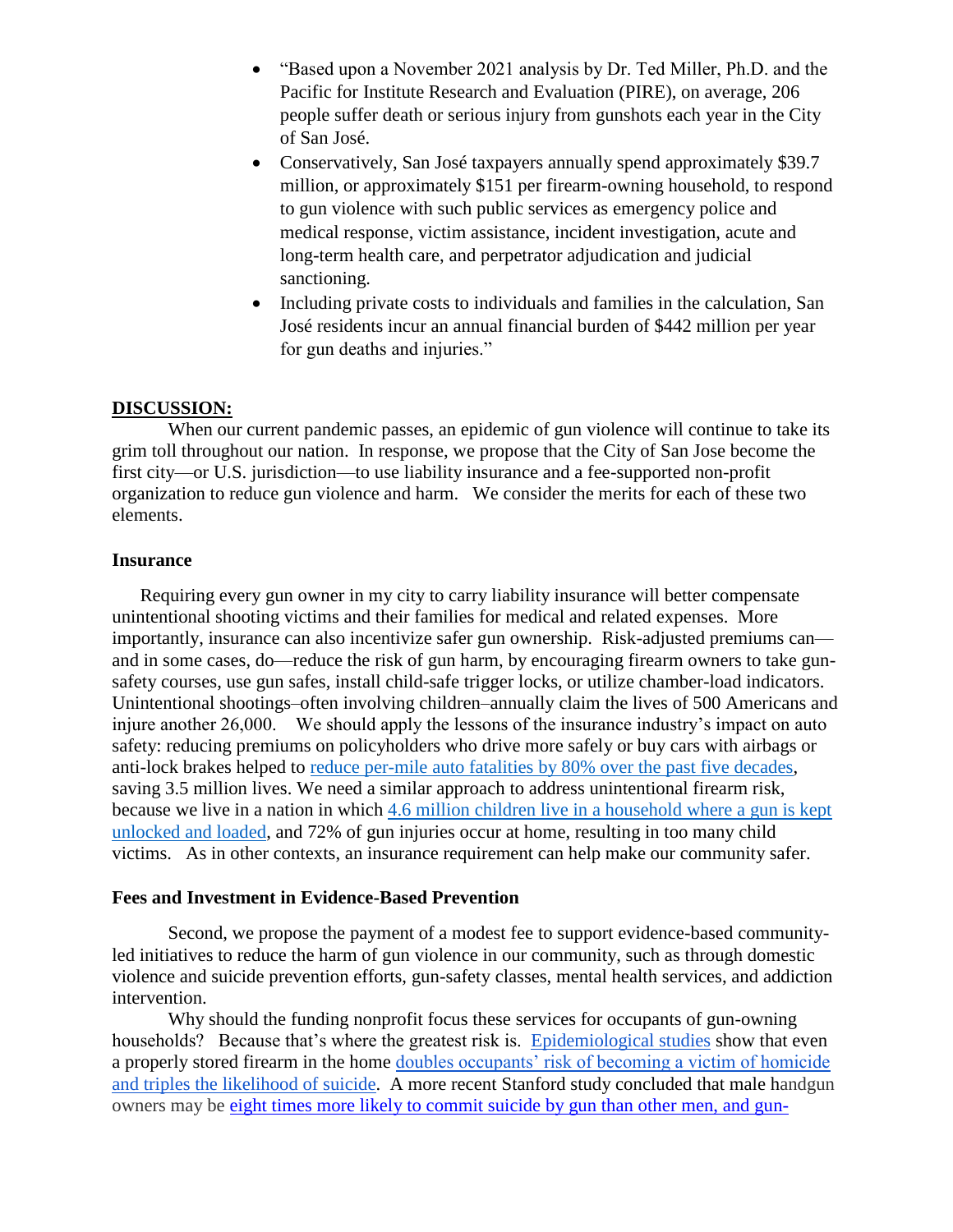- "Based upon a November 2021 analysis by Dr. Ted Miller, Ph.D. and the Pacific for Institute Research and Evaluation (PIRE), on average, 206 people suffer death or serious injury from gunshots each year in the City of San José.
- Conservatively, San José taxpayers annually spend approximately $39.7 million, or approximately $151 per firearm-owning household, to respond to gun violence with such public services as emergency police and medical response, victim assistance, incident investigation, acute and long-term health care, and perpetrator adjudication and judicial sanctioning.
- Including private costs to individuals and families in the calculation, San José residents incur an annual financial burden of $442 million per year for gun deaths and injuries."

**DISCUSSION:**

When our current pandemic passes, an epidemic of gun violence will continue to take its grim toll throughout our nation. In response, we propose that the City of San Jose become the first city—or U.S. jurisdiction—to use liability insurance and a fee-supported non-profit organization to reduce gun violence and harm. We consider the merits for each of these two elements.

**Insurance**

Requiring every gun owner in my city to carry liability insurance will better compensate unintentional shooting victims and their families for medical and related expenses. More importantly, insurance can also incentivize safer gun ownership. Risk-adjusted premiums can—and in some cases, do—reduce the risk of gun harm, by encouraging firearm owners to take gun-safety courses, use gun safes, install child-safe trigger locks, or utilize chamber-load indicators. Unintentional shootings–often involving children–annually claim the lives of 500 Americans and injure another 26,000. We should apply the lessons of the insurance industry's impact on auto safety: reducing premiums on policyholders who drive more safely or buy cars with airbags or anti-lock brakes helped to reduce per-mile auto fatalities by 80% over the past five decades, saving 3.5 million lives. We need a similar approach to address unintentional firearm risk, because we live in a nation in which 4.6 million children live in a household where a gun is kept unlocked and loaded, and 72% of gun injuries occur at home, resulting in too many child victims. As in other contexts, an insurance requirement can help make our community safer.

**Fees and Investment in Evidence-Based Prevention**

Second, we propose the payment of a modest fee to support evidence-based community-led initiatives to reduce the harm of gun violence in our community, such as through domestic violence and suicide prevention efforts, gun-safety classes, mental health services, and addiction intervention.

Why should the funding nonprofit focus these services for occupants of gun-owning households? Because that's where the greatest risk is. Epidemiological studies show that even a properly stored firearm in the home doubles occupants' risk of becoming a victim of homicide and triples the likelihood of suicide. A more recent Stanford study concluded that male handgun owners may be eight times more likely to commit suicide by gun than other men, and gun-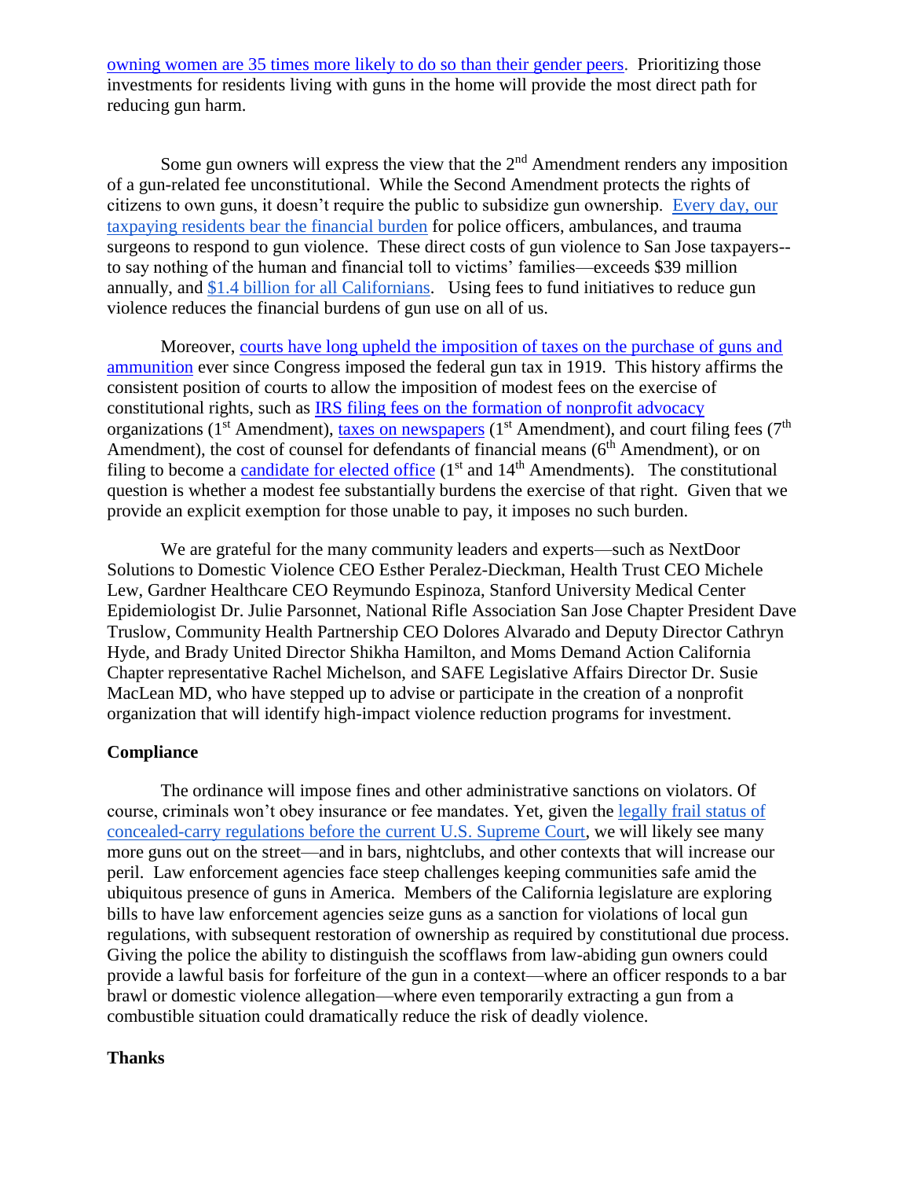owning women are 35 times more likely to do so than their gender peers. Prioritizing those investments for residents living with guns in the home will provide the most direct path for reducing gun harm.

Some gun owners will express the view that the 2nd Amendment renders any imposition of a gun-related fee unconstitutional. While the Second Amendment protects the rights of citizens to own guns, it doesn't require the public to subsidize gun ownership. Every day, our taxpaying residents bear the financial burden for police officers, ambulances, and trauma surgeons to respond to gun violence. These direct costs of gun violence to San Jose taxpayers--to say nothing of the human and financial toll to victims' families—exceeds $39 million annually, and $1.4 billion for all Californians. Using fees to fund initiatives to reduce gun violence reduces the financial burdens of gun use on all of us.

Moreover, courts have long upheld the imposition of taxes on the purchase of guns and ammunition ever since Congress imposed the federal gun tax in 1919. This history affirms the consistent position of courts to allow the imposition of modest fees on the exercise of constitutional rights, such as IRS filing fees on the formation of nonprofit advocacy organizations (1st Amendment), taxes on newspapers (1st Amendment), and court filing fees (7th Amendment), the cost of counsel for defendants of financial means (6th Amendment), or on filing to become a candidate for elected office (1st and 14th Amendments). The constitutional question is whether a modest fee substantially burdens the exercise of that right. Given that we provide an explicit exemption for those unable to pay, it imposes no such burden.

We are grateful for the many community leaders and experts—such as NextDoor Solutions to Domestic Violence CEO Esther Peralez-Dieckman, Health Trust CEO Michele Lew, Gardner Healthcare CEO Reymundo Espinoza, Stanford University Medical Center Epidemiologist Dr. Julie Parsonnet, National Rifle Association San Jose Chapter President Dave Truslow, Community Health Partnership CEO Dolores Alvarado and Deputy Director Cathryn Hyde, and Brady United Director Shikha Hamilton, and Moms Demand Action California Chapter representative Rachel Michelson, and SAFE Legislative Affairs Director Dr. Susie MacLean MD, who have stepped up to advise or participate in the creation of a nonprofit organization that will identify high-impact violence reduction programs for investment.

**Compliance**

The ordinance will impose fines and other administrative sanctions on violators. Of course, criminals won't obey insurance or fee mandates. Yet, given the legally frail status of concealed-carry regulations before the current U.S. Supreme Court, we will likely see many more guns out on the street—and in bars, nightclubs, and other contexts that will increase our peril. Law enforcement agencies face steep challenges keeping communities safe amid the ubiquitous presence of guns in America. Members of the California legislature are exploring bills to have law enforcement agencies seize guns as a sanction for violations of local gun regulations, with subsequent restoration of ownership as required by constitutional due process. Giving the police the ability to distinguish the scofflaws from law-abiding gun owners could provide a lawful basis for forfeiture of the gun in a context—where an officer responds to a bar brawl or domestic violence allegation—where even temporarily extracting a gun from a combustible situation could dramatically reduce the risk of deadly violence.

**Thanks**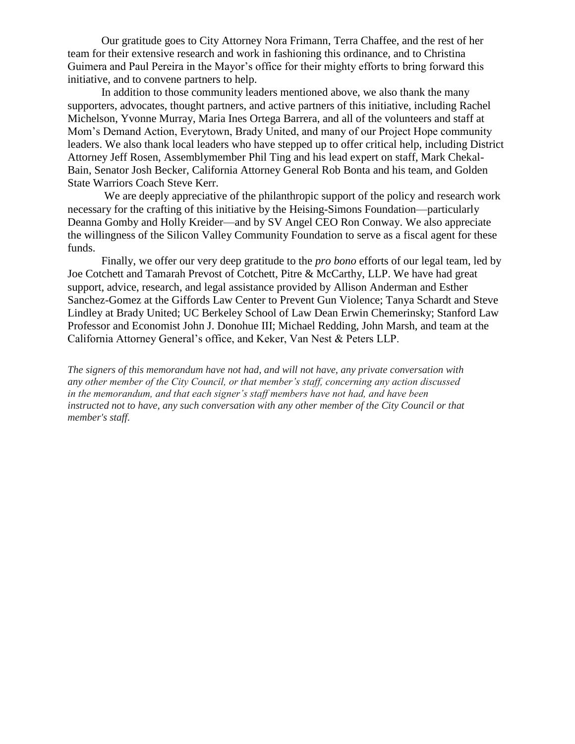Our gratitude goes to City Attorney Nora Frimann, Terra Chaffee, and the rest of her team for their extensive research and work in fashioning this ordinance, and to Christina Guimera and Paul Pereira in the Mayor's office for their mighty efforts to bring forward this initiative, and to convene partners to help.

In addition to those community leaders mentioned above, we also thank the many supporters, advocates, thought partners, and active partners of this initiative, including Rachel Michelson, Yvonne Murray, Maria Ines Ortega Barrera, and all of the volunteers and staff at Mom's Demand Action, Everytown, Brady United, and many of our Project Hope community leaders. We also thank local leaders who have stepped up to offer critical help, including District Attorney Jeff Rosen, Assemblymember Phil Ting and his lead expert on staff, Mark Chekal-Bain, Senator Josh Becker, California Attorney General Rob Bonta and his team, and Golden State Warriors Coach Steve Kerr.

We are deeply appreciative of the philanthropic support of the policy and research work necessary for the crafting of this initiative by the Heising-Simons Foundation—particularly Deanna Gomby and Holly Kreider—and by SV Angel CEO Ron Conway. We also appreciate the willingness of the Silicon Valley Community Foundation to serve as a fiscal agent for these funds.

Finally, we offer our very deep gratitude to the *pro bono* efforts of our legal team, led by Joe Cotchett and Tamarah Prevost of Cotchett, Pitre & McCarthy, LLP. We have had great support, advice, research, and legal assistance provided by Allison Anderman and Esther Sanchez-Gomez at the Giffords Law Center to Prevent Gun Violence; Tanya Schardt and Steve Lindley at Brady United; UC Berkeley School of Law Dean Erwin Chemerinsky; Stanford Law Professor and Economist John J. Donohue III; Michael Redding, John Marsh, and team at the California Attorney General's office, and Keker, Van Nest & Peters LLP.

*The signers of this memorandum have not had, and will not have, any private conversation with any other member of the City Council, or that member's staff, concerning any action discussed in the memorandum, and that each signer's staff members have not had, and have been instructed not to have, any such conversation with any other member of the City Council or that member's staff.*